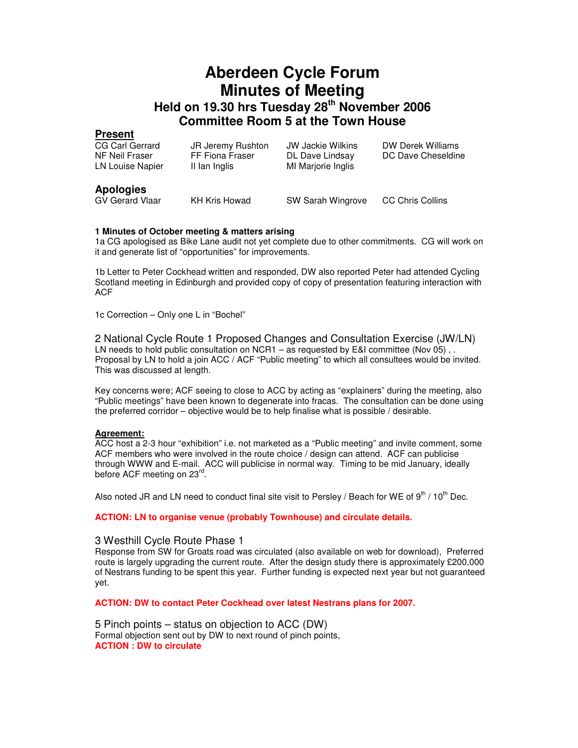# Aberdeen Cycle Forum
# Minutes of Meeting
## Held on 19.30 hrs Tuesday 28th November 2006
## Committee Room 5 at the Town House

**Present**

| | | | |
|---|---|---|---|
| CG Carl Gerrard | JR Jeremy Rushton | JW Jackie Wilkins | DW Derek Williams |
| NF Neil Fraser | FF Fiona Fraser | DL Dave Lindsay | DC Dave Cheseldine |
| LN Louise Napier | II Ian Inglis | MI Marjorie Inglis | |

**Apologies**

| | | | |
|---|---|---|---|
| GV Gerard Vlaar | KH Kris Howad | SW Sarah Wingrove | CC Chris Collins |

**1 Minutes of October meeting & matters arising**

1a CG apologised as Bike Lane audit not yet complete due to other commitments. CG will work on it and generate list of "opportunities" for improvements.

1b Letter to Peter Cockhead written and responded, DW also reported Peter had attended Cycling Scotland meeting in Edinburgh and provided copy of copy of presentation featuring interaction with ACF

1c Correction – Only one L in "Bochel"

### 2 National Cycle Route 1 Proposed Changes and Consultation Exercise (JW/LN)

LN needs to hold public consultation on NCR1 – as requested by E&I committee (Nov 05) , . Proposal by LN to hold a join ACC / ACF "Public meeting" to which all consultees would be invited. This was discussed at length.

Key concerns were; ACF seeing to close to ACC by acting as "explainers" during the meeting, also "Public meetings" have been known to degenerate into fracas. The consultation can be done using the preferred corridor – objective would be to help finalise what is possible / desirable.

**Agreement:**

ACC host a 2-3 hour "exhibition" i.e. not marketed as a "Public meeting" and invite comment, some ACF members who were involved in the route choice / design can attend. ACF can publicise through WWW and E-mail. ACC will publicise in normal way. Timing to be mid January, ideally before ACF meeting on 23rd.

Also noted JR and LN need to conduct final site visit to Persley / Beach for WE of 9th / 10th Dec.

**ACTION: LN to organise venue (probably Townhouse) and circulate details.**

### 3 Westhill Cycle Route Phase 1

Response from SW for Groats road was circulated (also available on web for download), Preferred route is largely upgrading the current route. After the design study there is approximately £200,000 of Nestrans funding to be spent this year. Further funding is expected next year but not guaranteed yet.

**ACTION: DW to contact Peter Cockhead over latest Nestrans plans for 2007.**

### 5 Pinch points – status on objection to ACC (DW)

Formal objection sent out by DW to next round of pinch points,

**ACTION : DW to circulate**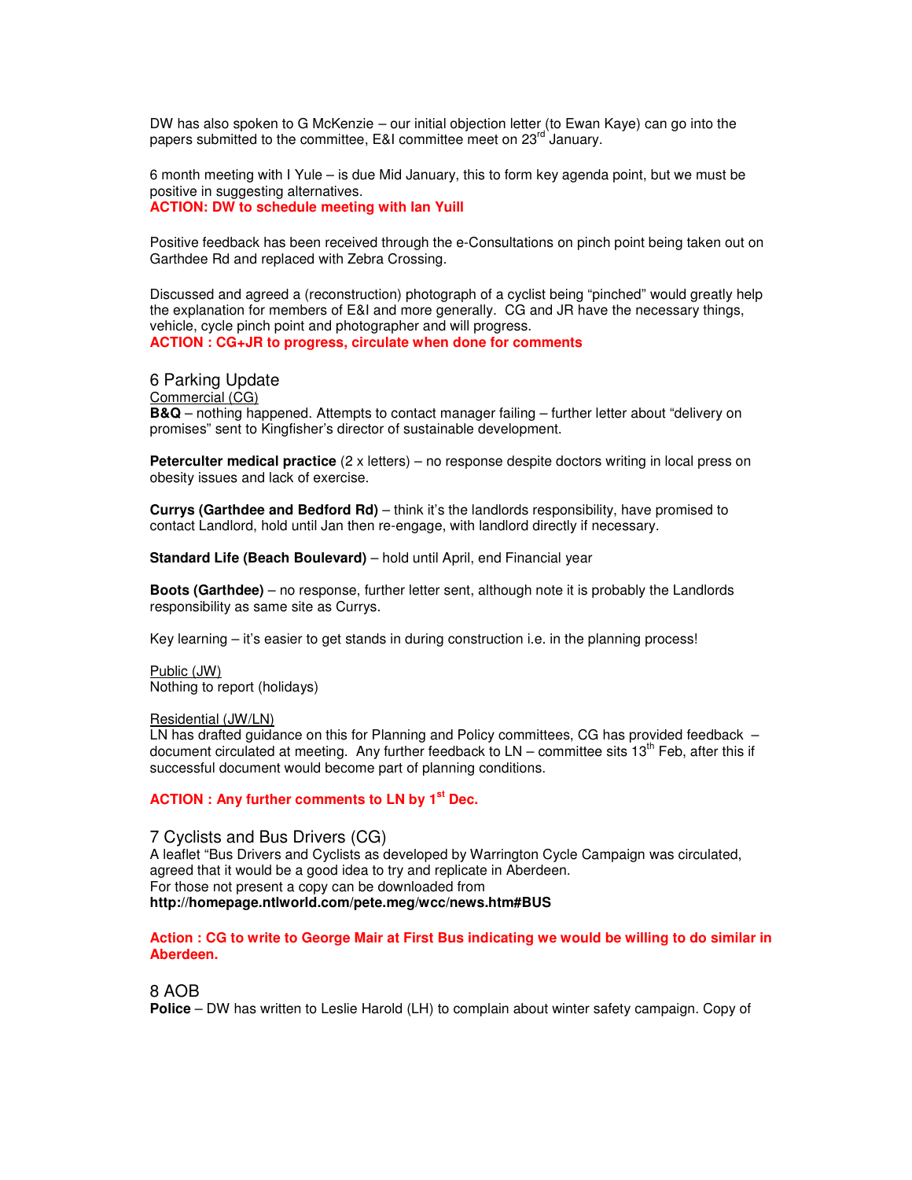DW has also spoken to G McKenzie – our initial objection letter (to Ewan Kaye) can go into the papers submitted to the committee, E&I committee meet on 23rd January.

6 month meeting with I Yule – is due Mid January, this to form key agenda point, but we must be positive in suggesting alternatives.

**ACTION: DW to schedule meeting with Ian Yuill**

Positive feedback has been received through the e-Consultations on pinch point being taken out on Garthdee Rd and replaced with Zebra Crossing.

Discussed and agreed a (reconstruction) photograph of a cyclist being "pinched" would greatly help the explanation for members of E&I and more generally. CG and JR have the necessary things, vehicle, cycle pinch point and photographer and will progress.

**ACTION : CG+JR to progress, circulate when done for comments**

## 6 Parking Update

Commercial (CG)

**B&Q** – nothing happened. Attempts to contact manager failing – further letter about "delivery on promises" sent to Kingfisher's director of sustainable development.

**Peterculter medical practice** (2 x letters) – no response despite doctors writing in local press on obesity issues and lack of exercise.

**Currys (Garthdee and Bedford Rd)** – think it's the landlords responsibility, have promised to contact Landlord, hold until Jan then re-engage, with landlord directly if necessary.

**Standard Life (Beach Boulevard)** – hold until April, end Financial year

**Boots (Garthdee)** – no response, further letter sent, although note it is probably the Landlords responsibility as same site as Currys.

Key learning – it's easier to get stands in during construction i.e. in the planning process!

Public (JW)

Nothing to report (holidays)

Residential (JW/LN)

LN has drafted guidance on this for Planning and Policy committees, CG has provided feedback – document circulated at meeting. Any further feedback to LN – committee sits 13th Feb, after this if successful document would become part of planning conditions.

**ACTION : Any further comments to LN by 1st Dec.**

## 7 Cyclists and Bus Drivers (CG)

A leaflet "Bus Drivers and Cyclists as developed by Warrington Cycle Campaign was circulated, agreed that it would be a good idea to try and replicate in Aberdeen.
For those not present a copy can be downloaded from
**http://homepage.ntlworld.com/pete.meg/wcc/news.htm#BUS**

**Action : CG to write to George Mair at First Bus indicating we would be willing to do similar in Aberdeen.**

## 8 AOB

**Police** – DW has written to Leslie Harold (LH) to complain about winter safety campaign. Copy of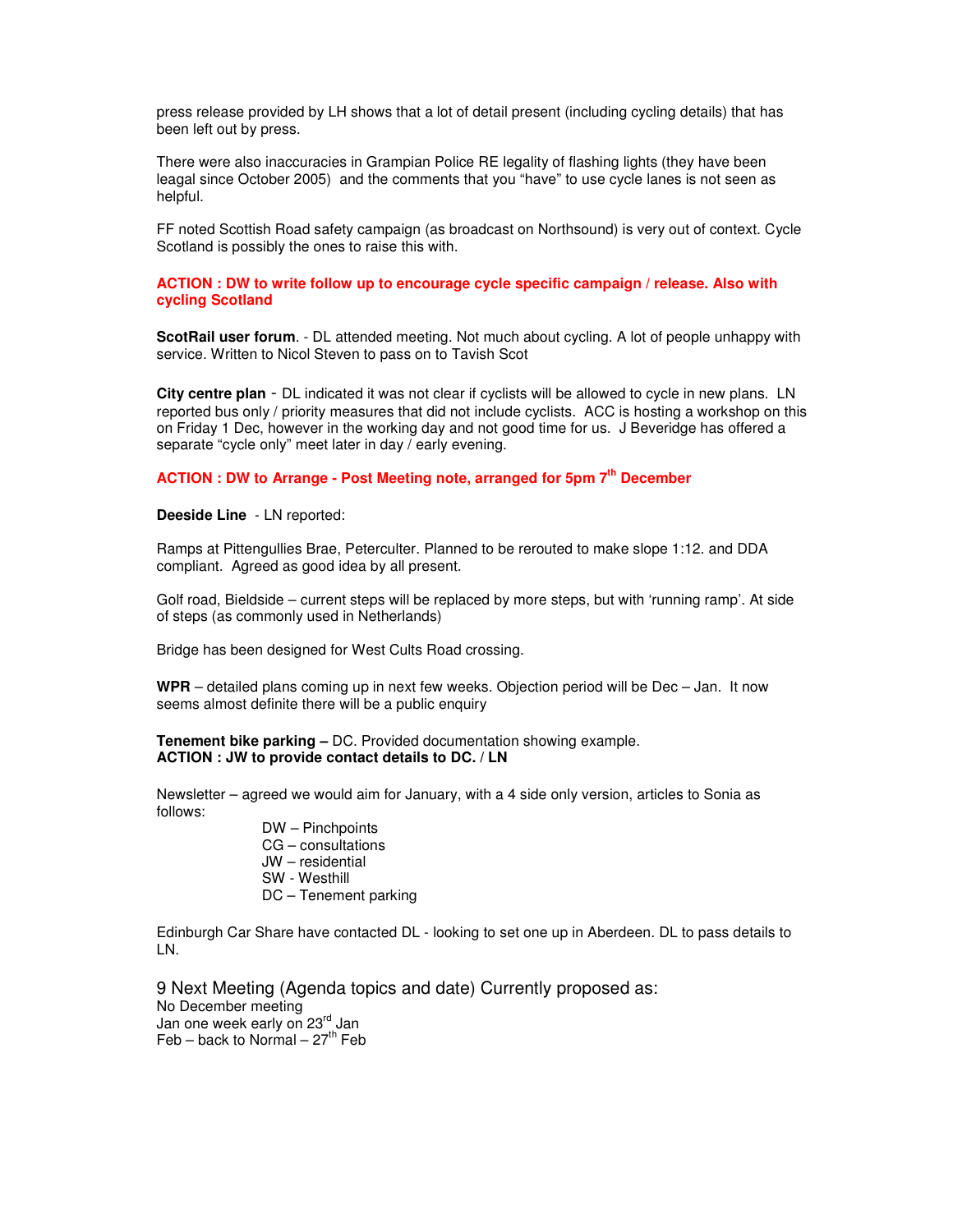press release provided by LH shows that a lot of detail present (including cycling details) that has been left out by press.

There were also inaccuracies in Grampian Police RE legality of flashing lights (they have been leagal since October 2005) and the comments that you "have" to use cycle lanes is not seen as helpful.

FF noted Scottish Road safety campaign (as broadcast on Northsound) is very out of context. Cycle Scotland is possibly the ones to raise this with.

**ACTION : DW to write follow up to encourage cycle specific campaign / release. Also with cycling Scotland**

**ScotRail user forum**. - DL attended meeting. Not much about cycling. A lot of people unhappy with service. Written to Nicol Steven to pass on to Tavish Scot

**City centre plan** - DL indicated it was not clear if cyclists will be allowed to cycle in new plans. LN reported bus only / priority measures that did not include cyclists. ACC is hosting a workshop on this on Friday 1 Dec, however in the working day and not good time for us. J Beveridge has offered a separate "cycle only" meet later in day / early evening.

**ACTION : DW to Arrange - Post Meeting note, arranged for 5pm 7th December**

**Deeside Line** - LN reported:

Ramps at Pittengullies Brae, Peterculter. Planned to be rerouted to make slope 1:12. and DDA compliant. Agreed as good idea by all present.

Golf road, Bieldside – current steps will be replaced by more steps, but with 'running ramp'. At side of steps (as commonly used in Netherlands)

Bridge has been designed for West Cults Road crossing.

**WPR** – detailed plans coming up in next few weeks. Objection period will be Dec – Jan. It now seems almost definite there will be a public enquiry

**Tenement bike parking –** DC. Provided documentation showing example.
**ACTION : JW to provide contact details to DC. / LN**

Newsletter – agreed we would aim for January, with a 4 side only version, articles to Sonia as follows:

- DW – Pinchpoints
- CG – consultations
- JW – residential
- SW - Westhill
- DC – Tenement parking

Edinburgh Car Share have contacted DL - looking to set one up in Aberdeen. DL to pass details to LN.

## 9 Next Meeting (Agenda topics and date) Currently proposed as:

No December meeting
Jan one week early on 23rd Jan
Feb – back to Normal – 27th Feb